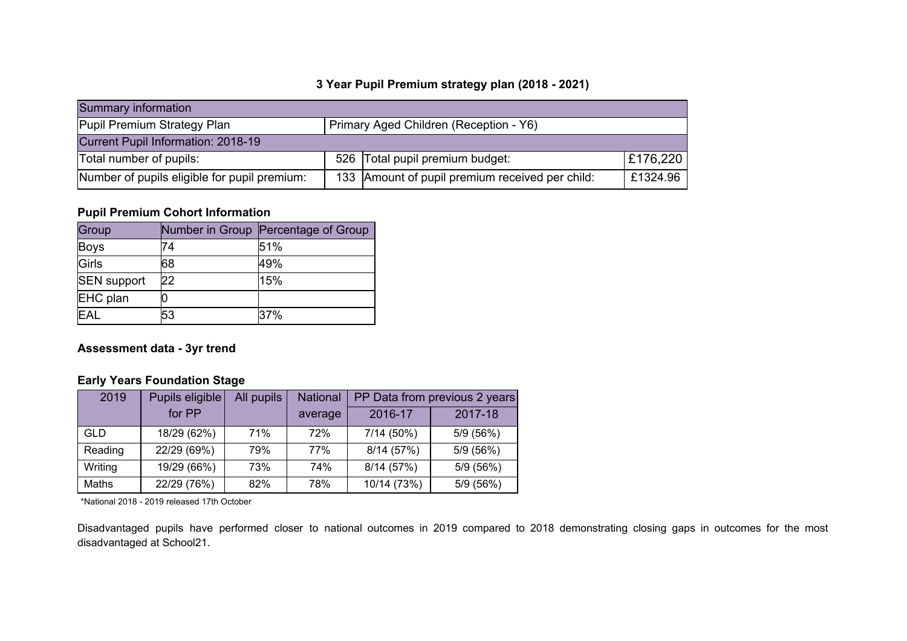# 3 Year Pupil Premium strategy plan (2018 - 2021)

| Summary information | | | |
| --- | --- | --- | --- |
| Pupil Premium Strategy Plan | Primary Aged Children (Reception - Y6) | | |
| Current Pupil Information: 2018-19 | | | |
| Total number of pupils: | 526 | Total pupil premium budget: | £176,220 |
| Number of pupils eligible for pupil premium: | 133 | Amount of pupil premium received per child: | £1324.96 |

## Pupil Premium Cohort Information

| Group | Number in Group | Percentage of Group |
| --- | --- | --- |
| Boys | 74 | 51% |
| Girls | 68 | 49% |
| SEN support | 22 | 15% |
| EHC plan | 0 | |
| EAL | 53 | 37% |

## Assessment data - 3yr trend

### Early Years Foundation Stage

| 2019 | Pupils eligible for PP | All pupils | National average | PP Data from previous 2 years | |
| --- | --- | --- | --- | --- | --- |
| | | | | 2016-17 | 2017-18 |
| GLD | 18/29 (62%) | 71% | 72% | 7/14 (50%) | 5/9 (56%) |
| Reading | 22/29 (69%) | 79% | 77% | 8/14 (57%) | 5/9 (56%) |
| Writing | 19/29 (66%) | 73% | 74% | 8/14 (57%) | 5/9 (56%) |
| Maths | 22/29 (76%) | 82% | 78% | 10/14 (73%) | 5/9 (56%) |

*National 2018 - 2019 released 17th October

Disadvantaged pupils have performed closer to national outcomes in 2019 compared to 2018 demonstrating closing gaps in outcomes for the most disadvantaged at School21.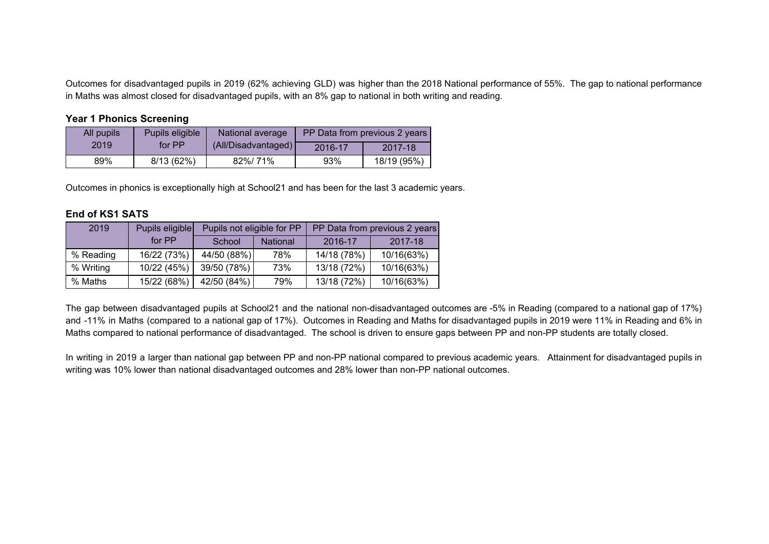Outcomes for disadvantaged pupils in 2019 (62% achieving GLD) was higher than the 2018 National performance of 55%. The gap to national performance in Maths was almost closed for disadvantaged pupils, with an 8% gap to national in both writing and reading.

### Year 1 Phonics Screening

| All pupils 2019 | Pupils eligible for PP | National average (All/Disadvantaged) | PP Data from previous 2 years | |
|---|---|---|---|---|
| | | | 2016-17 | 2017-18 |
| 89% | 8/13 (62%) | 82%/ 71% | 93% | 18/19 (95%) |

Outcomes in phonics is exceptionally high at School21 and has been for the last 3 academic years.

### End of KS1 SATS

| 2019 | Pupils eligible for PP | Pupils not eligible for PP | | PP Data from previous 2 years | |
|---|---|---|---|---|---|
| | | School | National | 2016-17 | 2017-18 |
| % Reading | 16/22 (73%) | 44/50 (88%) | 78% | 14/18 (78%) | 10/16(63%) |
| % Writing | 10/22 (45%) | 39/50 (78%) | 73% | 13/18 (72%) | 10/16(63%) |
| % Maths | 15/22 (68%) | 42/50 (84%) | 79% | 13/18 (72%) | 10/16(63%) |

The gap between disadvantaged pupils at School21 and the national non-disadvantaged outcomes are -5% in Reading (compared to a national gap of 17%) and -11% in Maths (compared to a national gap of 17%). Outcomes in Reading and Maths for disadvantaged pupils in 2019 were 11% in Reading and 6% in Maths compared to national performance of disadvantaged. The school is driven to ensure gaps between PP and non-PP students are totally closed.

In writing in 2019 a larger than national gap between PP and non-PP national compared to previous academic years. Attainment for disadvantaged pupils in writing was 10% lower than national disadvantaged outcomes and 28% lower than non-PP national outcomes.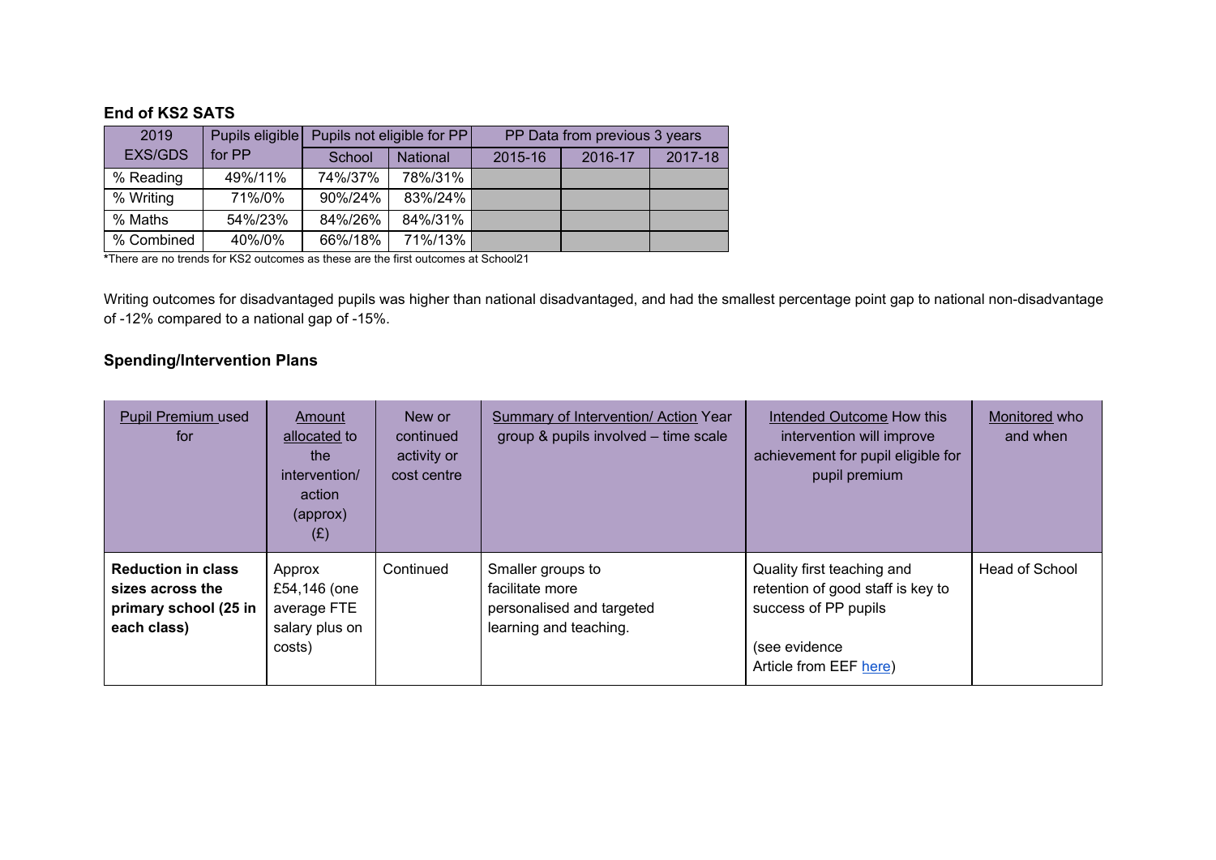### End of KS2 SATS

| 2019 EXS/GDS | Pupils eligible for PP | Pupils not eligible for PP | | PP Data from previous 3 years | | |
|---|---|---|---|---|---|---|
| | | School | National | 2015-16 | 2016-17 | 2017-18 |
| % Reading | 49%/11% | 74%/37% | 78%/31% | | | |
| % Writing | 71%/0% | 90%/24% | 83%/24% | | | |
| % Maths | 54%/23% | 84%/26% | 84%/31% | | | |
| % Combined | 40%/0% | 66%/18% | 71%/13% | | | |

*There are no trends for KS2 outcomes as these are the first outcomes at School21

Writing outcomes for disadvantaged pupils was higher than national disadvantaged, and had the smallest percentage point gap to national non-disadvantage of -12% compared to a national gap of -15%.

### Spending/Intervention Plans

| Pupil Premium used for | Amount allocated to the intervention/ action (approx) (£) | New or continued activity or cost centre | Summary of Intervention/ Action Year group & pupils involved – time scale | Intended Outcome How this intervention will improve achievement for pupil eligible for pupil premium | Monitored who and when |
|---|---|---|---|---|---|
| **Reduction in class sizes across the primary school (25 in each class)** | Approx £54,146 (one average FTE salary plus on costs) | Continued | Smaller groups to facilitate more personalised and targeted learning and teaching. | Quality first teaching and retention of good staff is key to success of PP pupils<br><br>(see evidence Article from EEF here) | Head of School |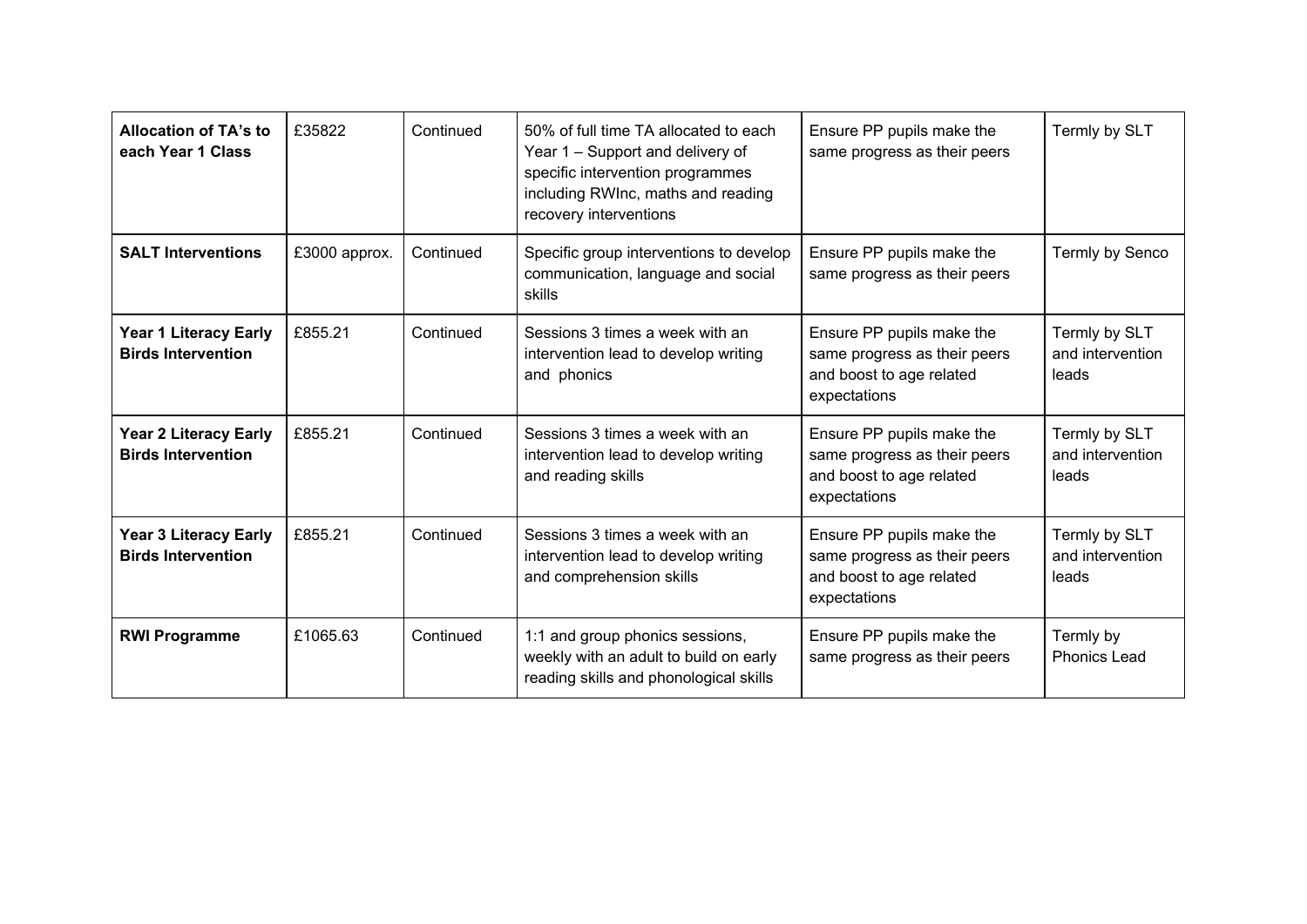| **Allocation of TA's to each Year 1 Class** | £35822 | Continued | 50% of full time TA allocated to each Year 1 – Support and delivery of specific intervention programmes including RWInc, maths and reading recovery interventions | Ensure PP pupils make the same progress as their peers | Termly by SLT |
|---|---|---|---|---|---|
| **SALT Interventions** | £3000 approx. | Continued | Specific group interventions to develop communication, language and social skills | Ensure PP pupils make the same progress as their peers | Termly by Senco |
| **Year 1 Literacy Early Birds Intervention** | £855.21 | Continued | Sessions 3 times a week with an intervention lead to develop writing and phonics | Ensure PP pupils make the same progress as their peers and boost to age related expectations | Termly by SLT and intervention leads |
| **Year 2 Literacy Early Birds Intervention** | £855.21 | Continued | Sessions 3 times a week with an intervention lead to develop writing and reading skills | Ensure PP pupils make the same progress as their peers and boost to age related expectations | Termly by SLT and intervention leads |
| **Year 3 Literacy Early Birds Intervention** | £855.21 | Continued | Sessions 3 times a week with an intervention lead to develop writing and comprehension skills | Ensure PP pupils make the same progress as their peers and boost to age related expectations | Termly by SLT and intervention leads |
| **RWI Programme** | £1065.63 | Continued | 1:1 and group phonics sessions, weekly with an adult to build on early reading skills and phonological skills | Ensure PP pupils make the same progress as their peers | Termly by Phonics Lead |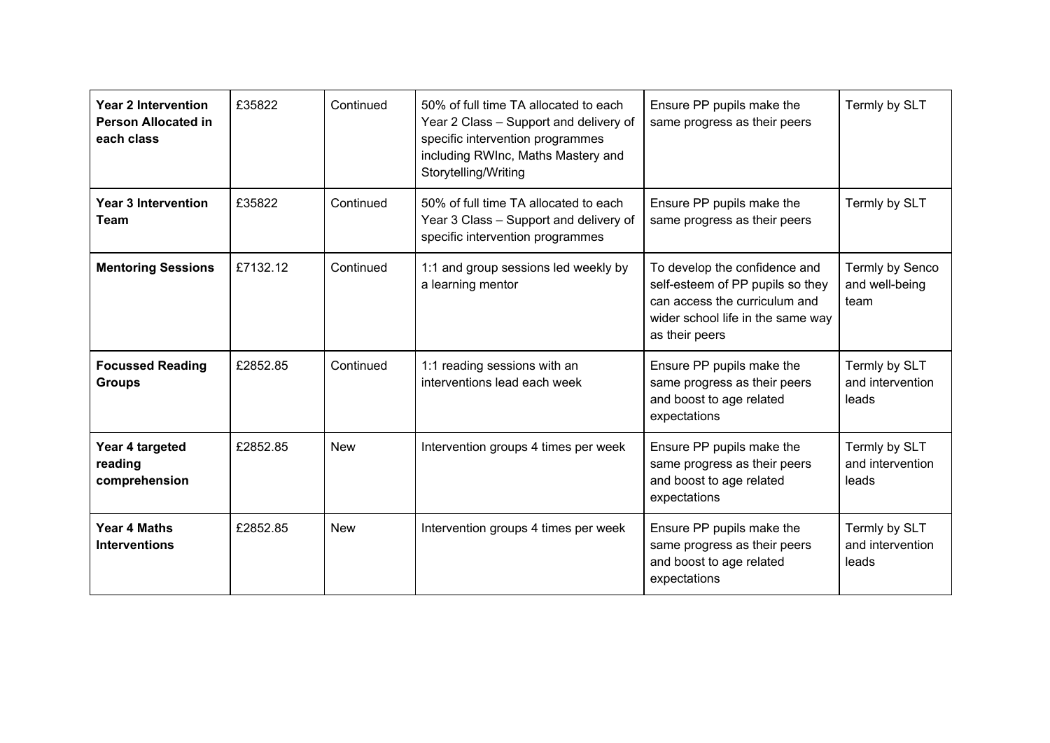| **Year 2 Intervention Person Allocated in each class** | £35822 | Continued | 50% of full time TA allocated to each Year 2 Class – Support and delivery of specific intervention programmes including RWInc, Maths Mastery and Storytelling/Writing | Ensure PP pupils make the same progress as their peers | Termly by SLT |
|---|---|---|---|---|---|
| **Year 3 Intervention Team** | £35822 | Continued | 50% of full time TA allocated to each Year 3 Class – Support and delivery of specific intervention programmes | Ensure PP pupils make the same progress as their peers | Termly by SLT |
| **Mentoring Sessions** | £7132.12 | Continued | 1:1 and group sessions led weekly by a learning mentor | To develop the confidence and self-esteem of PP pupils so they can access the curriculum and wider school life in the same way as their peers | Termly by Senco and well-being team |
| **Focussed Reading Groups** | £2852.85 | Continued | 1:1 reading sessions with an interventions lead each week | Ensure PP pupils make the same progress as their peers and boost to age related expectations | Termly by SLT and intervention leads |
| **Year 4 targeted reading comprehension** | £2852.85 | New | Intervention groups 4 times per week | Ensure PP pupils make the same progress as their peers and boost to age related expectations | Termly by SLT and intervention leads |
| **Year 4 Maths Interventions** | £2852.85 | New | Intervention groups 4 times per week | Ensure PP pupils make the same progress as their peers and boost to age related expectations | Termly by SLT and intervention leads |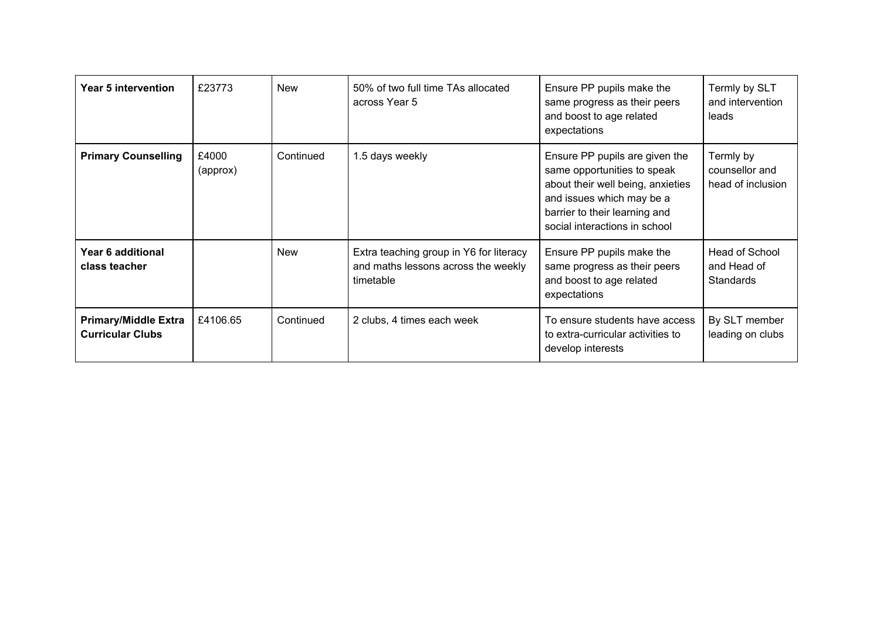| **Year 5 intervention** | £23773 | New | 50% of two full time TAs allocated across Year 5 | Ensure PP pupils make the same progress as their peers and boost to age related expectations | Termly by SLT and intervention leads |
|---|---|---|---|---|---|
| **Primary Counselling** | £4000 (approx) | Continued | 1.5 days weekly | Ensure PP pupils are given the same opportunities to speak about their well being, anxieties and issues which may be a barrier to their learning and social interactions in school | Termly by counsellor and head of inclusion |
| **Year 6 additional class teacher** | | New | Extra teaching group in Y6 for literacy and maths lessons across the weekly timetable | Ensure PP pupils make the same progress as their peers and boost to age related expectations | Head of School and Head of Standards |
| **Primary/Middle Extra Curricular Clubs** | £4106.65 | Continued | 2 clubs, 4 times each week | To ensure students have access to extra-curricular activities to develop interests | By SLT member leading on clubs |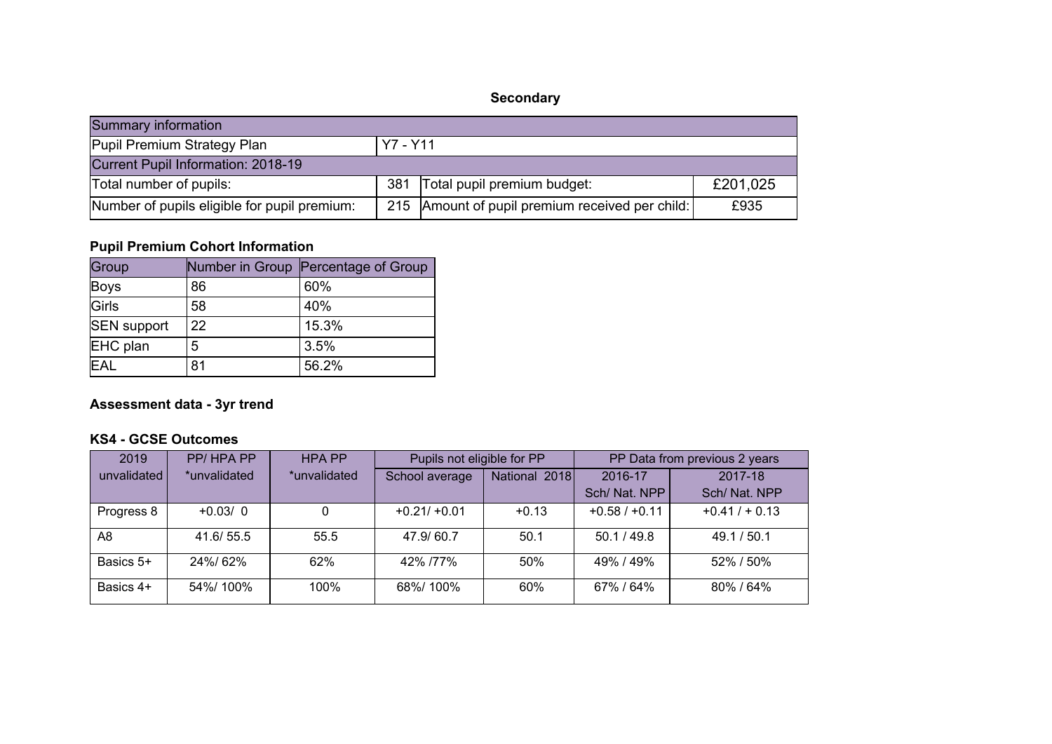## Secondary

| Summary information | | | |
|---|---|---|---|
| Pupil Premium Strategy Plan | Y7 - Y11 | | |
| Current Pupil Information: 2018-19 | | | |
| Total number of pupils: | 381 | Total pupil premium budget: | £201,025 |
| Number of pupils eligible for pupil premium: | 215 | Amount of pupil premium received per child: | £935 |

### Pupil Premium Cohort Information

| Group | Number in Group | Percentage of Group |
|---|---|---|
| Boys | 86 | 60% |
| Girls | 58 | 40% |
| SEN support | 22 | 15.3% |
| EHC plan | 5 | 3.5% |
| EAL | 81 | 56.2% |

### Assessment data - 3yr trend

### KS4 - GCSE Outcomes

| 2019 unvalidated | PP/ HPA PP *unvalidated | HPA PP *unvalidated | Pupils not eligible for PP | | PP Data from previous 2 years | |
|---|---|---|---|---|---|---|
| | | | School average | National 2018 | 2016-17 Sch/ Nat. NPP | 2017-18 Sch/ Nat. NPP |
| Progress 8 | +0.03/ 0 | 0 | +0.21/ +0.01 | +0.13 | +0.58 / +0.11 | +0.41 / + 0.13 |
| A8 | 41.6/ 55.5 | 55.5 | 47.9/ 60.7 | 50.1 | 50.1 / 49.8 | 49.1 / 50.1 |
| Basics 5+ | 24%/ 62% | 62% | 42% /77% | 50% | 49% / 49% | 52% / 50% |
| Basics 4+ | 54%/ 100% | 100% | 68%/ 100% | 60% | 67% / 64% | 80% / 64% |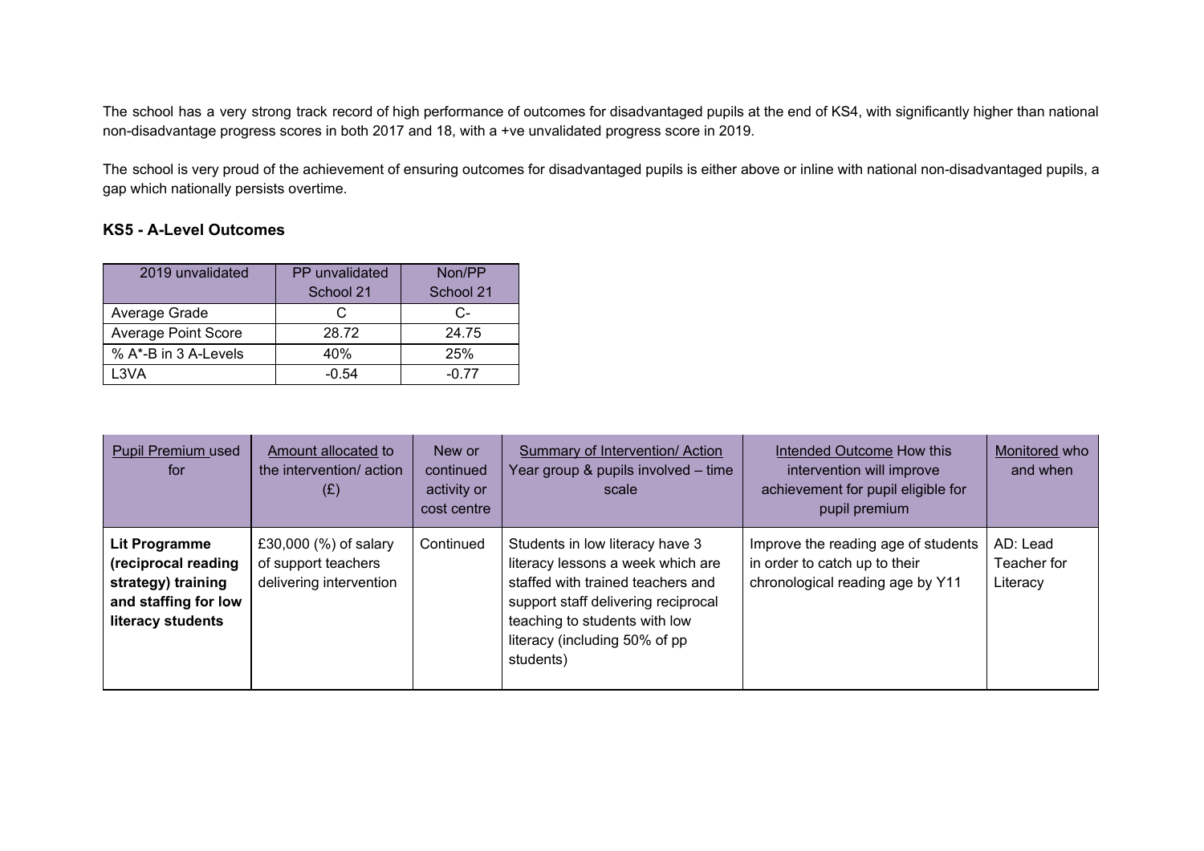The school has a very strong track record of high performance of outcomes for disadvantaged pupils at the end of KS4, with significantly higher than national non-disadvantage progress scores in both 2017 and 18, with a +ve unvalidated progress score in 2019.

The school is very proud of the achievement of ensuring outcomes for disadvantaged pupils is either above or inline with national non-disadvantaged pupils, a gap which nationally persists overtime.

### KS5 - A-Level Outcomes

| 2019 unvalidated | PP unvalidated School 21 | Non/PP School 21 |
|---|---|---|
| Average Grade | C | C- |
| Average Point Score | 28.72 | 24.75 |
| % A*-B in 3 A-Levels | 40% | 25% |
| L3VA | -0.54 | -0.77 |

| Pupil Premium used for | Amount allocated to the intervention/ action (£) | New or continued activity or cost centre | Summary of Intervention/ Action Year group & pupils involved – time scale | Intended Outcome How this intervention will improve achievement for pupil eligible for pupil premium | Monitored who and when |
|---|---|---|---|---|---|
| **Lit Programme (reciprocal reading strategy) training and staffing for low literacy students** | £30,000 (%) of salary of support teachers delivering intervention | Continued | Students in low literacy have 3 literacy lessons a week which are staffed with trained teachers and support staff delivering reciprocal teaching to students with low literacy (including 50% of pp students) | Improve the reading age of students in order to catch up to their chronological reading age by Y11 | AD: Lead Teacher for Literacy |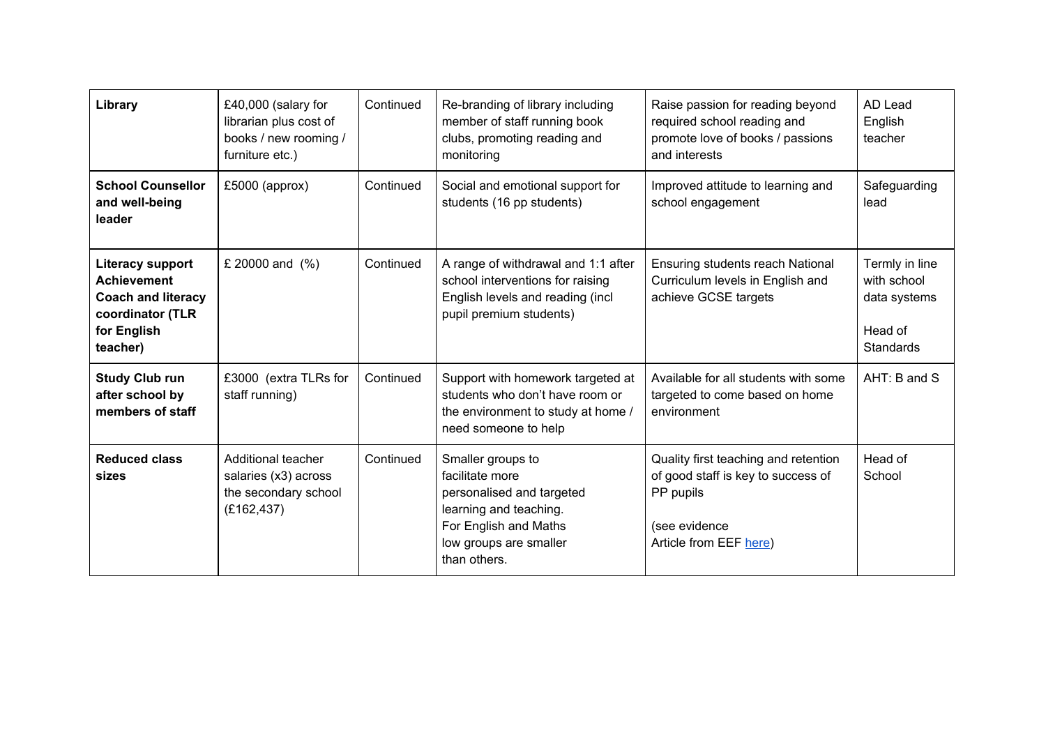| | | | | | |
|---|---|---|---|---|---|
| **Library** | £40,000 (salary for librarian plus cost of books / new rooming / furniture etc.) | Continued | Re-branding of library including member of staff running book clubs, promoting reading and monitoring | Raise passion for reading beyond required school reading and promote love of books / passions and interests | AD Lead English teacher |
| **School Counsellor and well-being leader** | £5000 (approx) | Continued | Social and emotional support for students (16 pp students) | Improved attitude to learning and school engagement | Safeguarding lead |
| **Literacy support Achievement Coach and literacy coordinator (TLR for English teacher)** | £ 20000 and (%) | Continued | A range of withdrawal and 1:1 after school interventions for raising English levels and reading (incl pupil premium students) | Ensuring students reach National Curriculum levels in English and achieve GCSE targets | Termly in line with school data systems<br><br>Head of Standards |
| **Study Club run after school by members of staff** | £3000 (extra TLRs for staff running) | Continued | Support with homework targeted at students who don't have room or the environment to study at home / need someone to help | Available for all students with some targeted to come based on home environment | AHT: B and S |
| **Reduced class sizes** | Additional teacher salaries (x3) across the secondary school (£162,437) | Continued | Smaller groups to facilitate more personalised and targeted learning and teaching. For English and Maths low groups are smaller than others. | Quality first teaching and retention of good staff is key to success of PP pupils<br><br>(see evidence Article from EEF here) | Head of School |